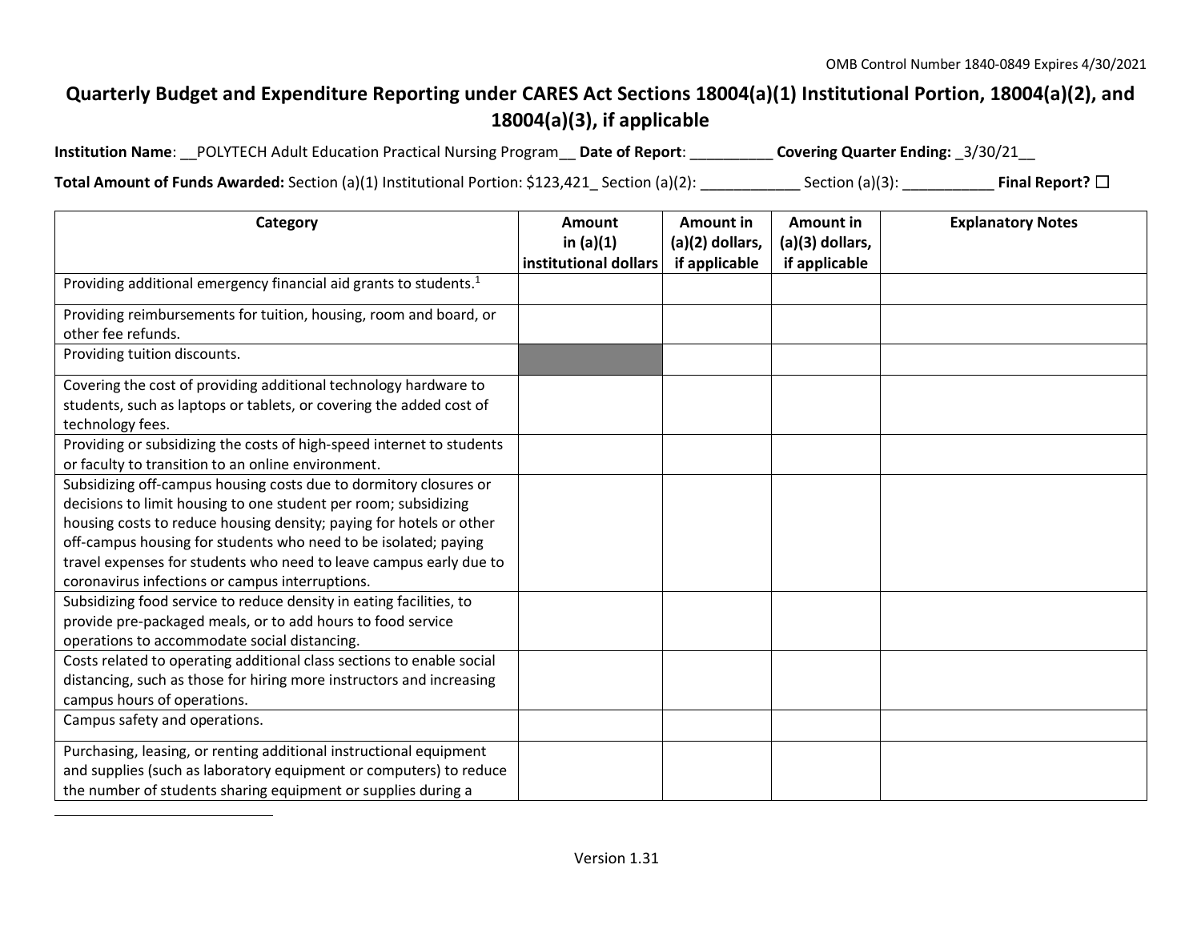OMB Control Number 1840-0849 Expires 4/30/2021

# Quarterly Budget and Expenditure Reporting under CARES Act Sections 18004(a)(1) Institutional Portion, 18004(a)(2), and 18004(a)(3), if applicable

**Institution Name**: \_\_POLYTECH Adult Education Practical Nursing Program\_\_ **Date of Report**: \_\_\_\_\_\_\_\_\_\_ **Covering Quarter Ending:** \_3/30/21\_\_

**Total Amount of Funds Awarded:** Section (a)(1) Institutional Portion: $123,421\_ Section (a)(2): \_\_\_\_\_\_\_\_\_\_\_\_ Section (a)(3): \_\_\_\_\_\_\_\_\_\_\_ **Final Report?** ☐

| Category | Amount in (a)(1) institutional dollars | Amount in (a)(2) dollars, if applicable | Amount in (a)(3) dollars, if applicable | Explanatory Notes |
|---|---|---|---|---|
| Providing additional emergency financial aid grants to students.[1] | | | | |
| Providing reimbursements for tuition, housing, room and board, or other fee refunds. | | | | |
| Providing tuition discounts. | | | | |
| Covering the cost of providing additional technology hardware to students, such as laptops or tablets, or covering the added cost of technology fees. | | | | |
| Providing or subsidizing the costs of high-speed internet to students or faculty to transition to an online environment. | | | | |
| Subsidizing off-campus housing costs due to dormitory closures or decisions to limit housing to one student per room; subsidizing housing costs to reduce housing density; paying for hotels or other off-campus housing for students who need to be isolated; paying travel expenses for students who need to leave campus early due to coronavirus infections or campus interruptions. | | | | |
| Subsidizing food service to reduce density in eating facilities, to provide pre-packaged meals, or to add hours to food service operations to accommodate social distancing. | | | | |
| Costs related to operating additional class sections to enable social distancing, such as those for hiring more instructors and increasing campus hours of operations. | | | | |
| Campus safety and operations. | | | | |
| Purchasing, leasing, or renting additional instructional equipment and supplies (such as laboratory equipment or computers) to reduce the number of students sharing equipment or supplies during a | | | | |

Version 1.31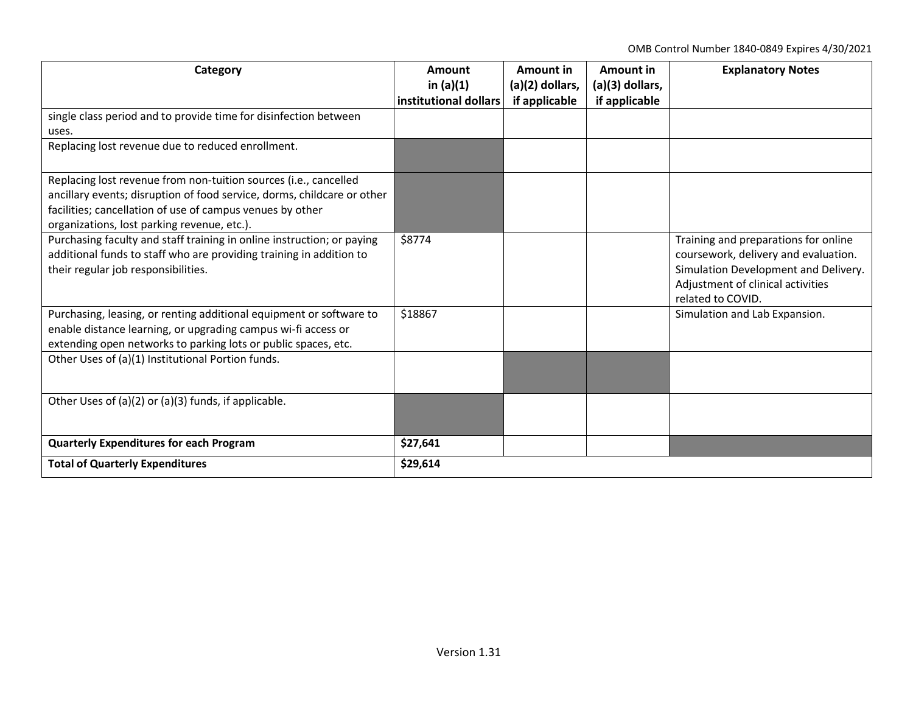| Category | Amount in (a)(1) institutional dollars | Amount in (a)(2) dollars, if applicable | Amount in (a)(3) dollars, if applicable | Explanatory Notes |
|---|---|---|---|---|
| single class period and to provide time for disinfection between uses. | | | | |
| Replacing lost revenue due to reduced enrollment. | | | | |
| Replacing lost revenue from non-tuition sources (i.e., cancelled ancillary events; disruption of food service, dorms, childcare or other facilities; cancellation of use of campus venues by other organizations, lost parking revenue, etc.). | | | | |
| Purchasing faculty and staff training in online instruction; or paying additional funds to staff who are providing training in addition to their regular job responsibilities. | $8774 | | | Training and preparations for online coursework, delivery and evaluation. Simulation Development and Delivery. Adjustment of clinical activities related to COVID. |
| Purchasing, leasing, or renting additional equipment or software to enable distance learning, or upgrading campus wi-fi access or extending open networks to parking lots or public spaces, etc. | $18867 | | | Simulation and Lab Expansion. |
| Other Uses of (a)(1) Institutional Portion funds. | | | | |
| Other Uses of (a)(2) or (a)(3) funds, if applicable. | | | | |
| **Quarterly Expenditures for each Program** | **$27,641** | | | |
| **Total of Quarterly Expenditures** | **$29,614** | | | |